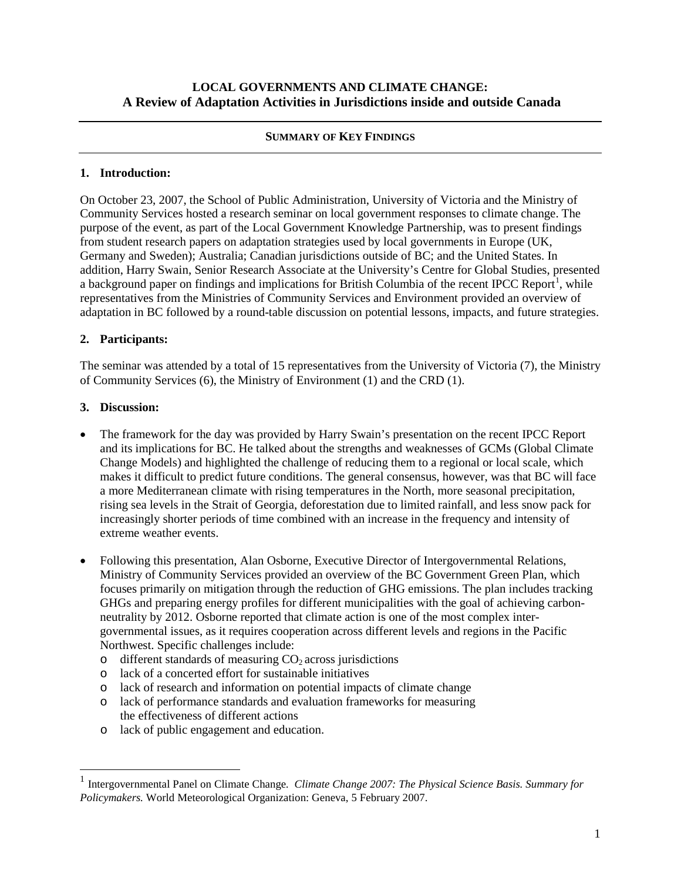# LOCAL GOVERNMENTS AND CLIMATE CHANGE:
# A Review of Adaptation Activities in Jurisdictions inside and outside Canada

## SUMMARY OF KEY FINDINGS

### 1. Introduction:

On October 23, 2007, the School of Public Administration, University of Victoria and the Ministry of Community Services hosted a research seminar on local government responses to climate change. The purpose of the event, as part of the Local Government Knowledge Partnership, was to present findings from student research papers on adaptation strategies used by local governments in Europe (UK, Germany and Sweden); Australia; Canadian jurisdictions outside of BC; and the United States. In addition, Harry Swain, Senior Research Associate at the University's Centre for Global Studies, presented a background paper on findings and implications for British Columbia of the recent IPCC Report[1], while representatives from the Ministries of Community Services and Environment provided an overview of adaptation in BC followed by a round-table discussion on potential lessons, impacts, and future strategies.

### 2. Participants:

The seminar was attended by a total of 15 representatives from the University of Victoria (7), the Ministry of Community Services (6), the Ministry of Environment (1) and the CRD (1).

### 3. Discussion:

- The framework for the day was provided by Harry Swain's presentation on the recent IPCC Report and its implications for BC. He talked about the strengths and weaknesses of GCMs (Global Climate Change Models) and highlighted the challenge of reducing them to a regional or local scale, which makes it difficult to predict future conditions. The general consensus, however, was that BC will face a more Mediterranean climate with rising temperatures in the North, more seasonal precipitation, rising sea levels in the Strait of Georgia, deforestation due to limited rainfall, and less snow pack for increasingly shorter periods of time combined with an increase in the frequency and intensity of extreme weather events.

- Following this presentation, Alan Osborne, Executive Director of Intergovernmental Relations, Ministry of Community Services provided an overview of the BC Government Green Plan, which focuses primarily on mitigation through the reduction of GHG emissions. The plan includes tracking GHGs and preparing energy profiles for different municipalities with the goal of achieving carbon-neutrality by 2012. Osborne reported that climate action is one of the most complex inter-governmental issues, as it requires cooperation across different levels and regions in the Pacific Northwest. Specific challenges include:
  - different standards of measuring $CO_2$ across jurisdictions
  - lack of a concerted effort for sustainable initiatives
  - lack of research and information on potential impacts of climate change
  - lack of performance standards and evaluation frameworks for measuring the effectiveness of different actions
  - lack of public engagement and education.

---

[1] Intergovernmental Panel on Climate Change. *Climate Change 2007: The Physical Science Basis. Summary for Policymakers.* World Meteorological Organization: Geneva, 5 February 2007.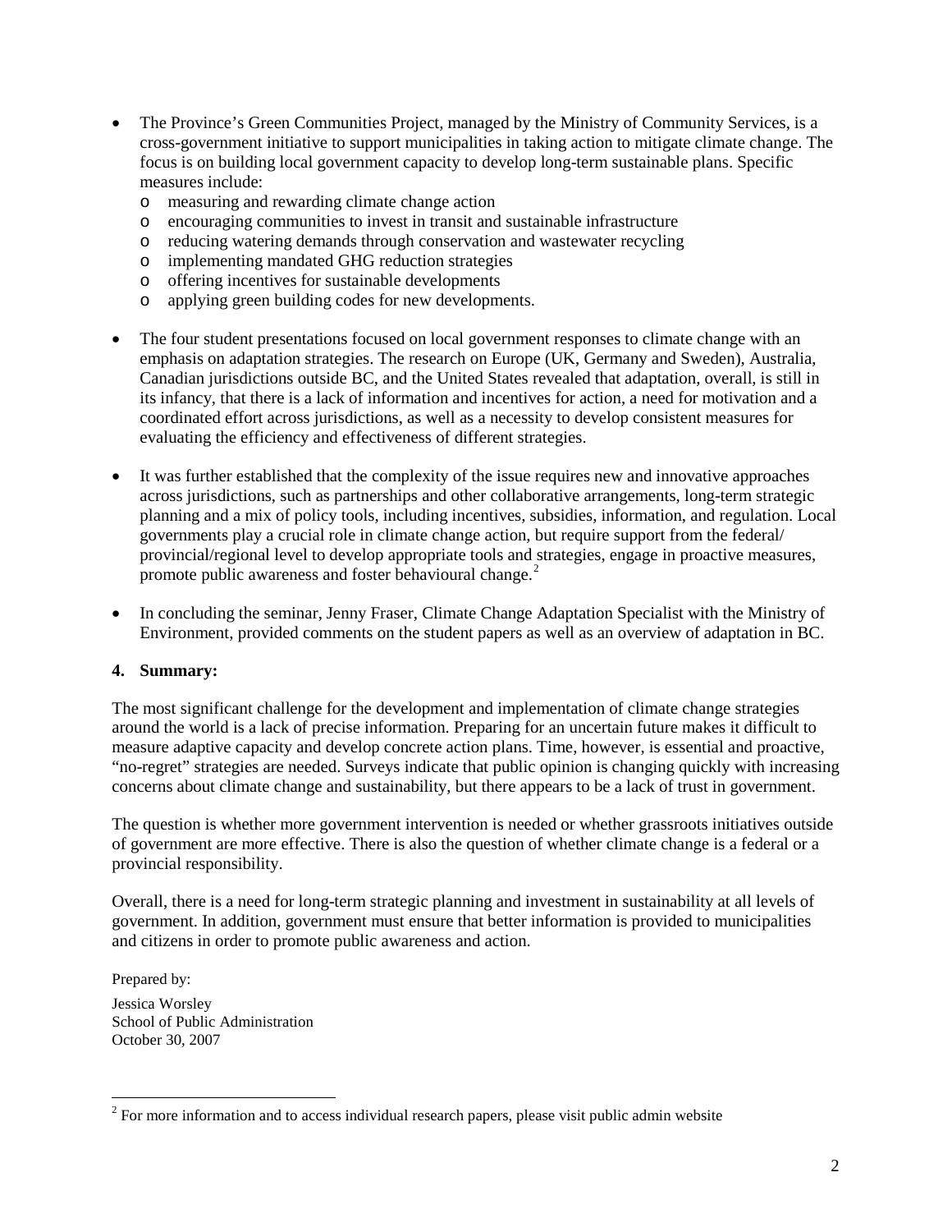- The Province's Green Communities Project, managed by the Ministry of Community Services, is a cross-government initiative to support municipalities in taking action to mitigate climate change. The focus is on building local government capacity to develop long-term sustainable plans. Specific measures include:
  - measuring and rewarding climate change action
  - encouraging communities to invest in transit and sustainable infrastructure
  - reducing watering demands through conservation and wastewater recycling
  - implementing mandated GHG reduction strategies
  - offering incentives for sustainable developments
  - applying green building codes for new developments.

- The four student presentations focused on local government responses to climate change with an emphasis on adaptation strategies. The research on Europe (UK, Germany and Sweden), Australia, Canadian jurisdictions outside BC, and the United States revealed that adaptation, overall, is still in its infancy, that there is a lack of information and incentives for action, a need for motivation and a coordinated effort across jurisdictions, as well as a necessity to develop consistent measures for evaluating the efficiency and effectiveness of different strategies.

- It was further established that the complexity of the issue requires new and innovative approaches across jurisdictions, such as partnerships and other collaborative arrangements, long-term strategic planning and a mix of policy tools, including incentives, subsidies, information, and regulation. Local governments play a crucial role in climate change action, but require support from the federal/ provincial/regional level to develop appropriate tools and strategies, engage in proactive measures, promote public awareness and foster behavioural change.[2]

- In concluding the seminar, Jenny Fraser, Climate Change Adaptation Specialist with the Ministry of Environment, provided comments on the student papers as well as an overview of adaptation in BC.

**4. Summary:**

The most significant challenge for the development and implementation of climate change strategies around the world is a lack of precise information. Preparing for an uncertain future makes it difficult to measure adaptive capacity and develop concrete action plans. Time, however, is essential and proactive, "no-regret" strategies are needed. Surveys indicate that public opinion is changing quickly with increasing concerns about climate change and sustainability, but there appears to be a lack of trust in government.

The question is whether more government intervention is needed or whether grassroots initiatives outside of government are more effective. There is also the question of whether climate change is a federal or a provincial responsibility.

Overall, there is a need for long-term strategic planning and investment in sustainability at all levels of government. In addition, government must ensure that better information is provided to municipalities and citizens in order to promote public awareness and action.

Prepared by:

Jessica Worsley
School of Public Administration
October 30, 2007

[2] For more information and to access individual research papers, please visit public admin website